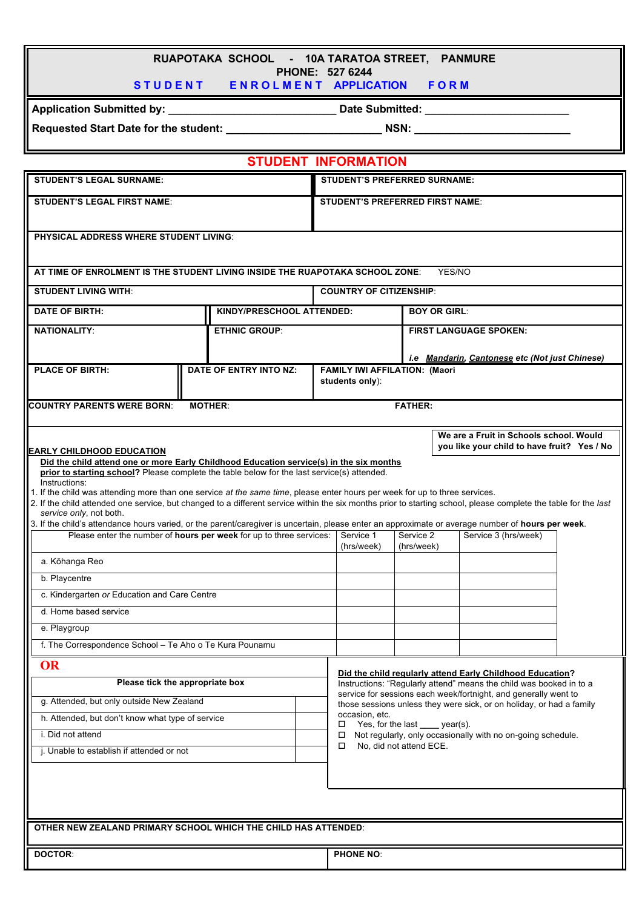# RUAPOTAKA SCHOOL - 10A TARATOA STREET, PANMURE

PHONE: 527 6244

## STUDENT ENROLMENT APPLICATION FORM

**Application Submitted by:** _________________________ **Date Submitted:** _______________________

**Requested Start Date for the student:** _________________________ **NSN:** _________________________

## STUDENT INFORMATION

| | |
|---|---|
| **STUDENT'S LEGAL SURNAME:** | **STUDENT'S PREFERRED SURNAME:** |
| **STUDENT'S LEGAL FIRST NAME:** | **STUDENT'S PREFERRED FIRST NAME:** |

**PHYSICAL ADDRESS WHERE STUDENT LIVING:**

**AT TIME OF ENROLMENT IS THE STUDENT LIVING INSIDE THE RUAPOTAKA SCHOOL ZONE:** YES/NO

| | |
|---|---|
| **STUDENT LIVING WITH:** | **COUNTRY OF CITIZENSHIP:** |

| | | |
|---|---|---|
| **DATE OF BIRTH:** | **KINDY/PRESCHOOL ATTENDED:** | **BOY OR GIRL:** |
| **NATIONALITY:** | **ETHNIC GROUP:** | **FIRST LANGUAGE SPOKEN:** *i.e* ***Mandarin, Cantonese*** *etc (Not just Chinese)* |

| | | |
|---|---|---|
| **PLACE OF BIRTH:** | **DATE OF ENTRY INTO NZ:** | **FAMILY IWI AFFILATION: (Maori students only):** |

**COUNTRY PARENTS WERE BORN:** **MOTHER:** **FATHER:**

**We are a Fruit in Schools school. Would you like your child to have fruit? Yes / No**

**EARLY CHILDHOOD EDUCATION**

**Did the child attend one or more Early Childhood Education service(s) in the six months prior to starting school?** Please complete the table below for the last service(s) attended.

Instructions:

1. If the child was attending more than one service *at the same time*, please enter hours per week for up to three services.
2. If the child attended one service, but changed to a different service within the six months prior to starting school, please complete the table for the *last service only*, not both.
3. If the child's attendance hours varied, or the parent/caregiver is uncertain, please enter an approximate or average number of **hours per week**.

| Please enter the number of **hours per week** for up to three services: | Service 1 (hrs/week) | Service 2 (hrs/week) | Service 3 (hrs/week) |
|---|---|---|---|
| a. Kōhanga Reo | | | |
| b. Playcentre | | | |
| c. Kindergarten *or* Education and Care Centre | | | |
| d. Home based service | | | |
| e. Playgroup | | | |
| f. The Correspondence School – Te Aho o Te Kura Pounamu | | | |

**OR**

| Please tick the appropriate box | |
|---|---|
| g. Attended, but only outside New Zealand | |
| h. Attended, but don't know what type of service | |
| i. Did not attend | |
| j. Unable to establish if attended or not | |

**Did the child regularly attend Early Childhood Education?**

Instructions: "Regularly attend" means the child was booked in to a service for sessions each week/fortnight, and generally went to those sessions unless they were sick, or on holiday, or had a family occasion, etc.

- ☐ Yes, for the last ____ year(s).
- ☐ Not regularly, only occasionally with no on-going schedule.
- ☐ No, did not attend ECE.

**OTHER NEW ZEALAND PRIMARY SCHOOL WHICH THE CHILD HAS ATTENDED:**

| | |
|---|---|
| **DOCTOR:** | **PHONE NO:** |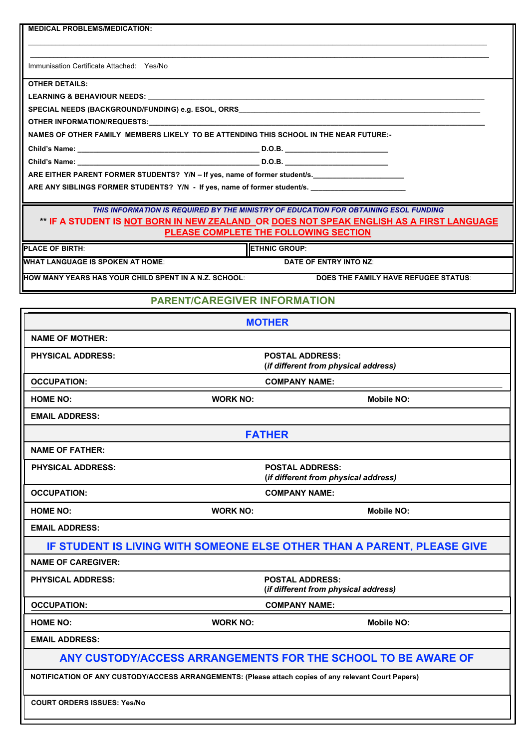**MEDICAL PROBLEMS/MEDICATION:**

\_\_\_\_\_\_\_\_\_\_\_\_\_\_\_\_\_\_\_\_\_\_\_\_\_\_\_\_\_\_\_\_\_\_\_\_\_\_\_\_\_\_\_\_\_\_\_\_\_\_\_\_\_\_\_\_\_\_\_\_\_\_\_\_\_\_\_\_\_\_\_\_\_\_\_\_\_\_

\_\_\_\_\_\_\_\_\_\_\_\_\_\_\_\_\_\_\_\_\_\_\_\_\_\_\_\_\_\_\_\_\_\_\_\_\_\_\_\_\_\_\_\_\_\_\_\_\_\_\_\_\_\_\_\_\_\_\_\_\_\_\_\_\_\_\_\_\_\_\_\_\_\_\_\_\_\_

Immunisation Certificate Attached: Yes/No

**OTHER DETAILS:**

**LEARNING & BEHAVIOUR NEEDS:** \_\_\_\_\_\_\_\_\_\_\_\_\_\_\_\_\_\_\_\_\_\_\_\_\_\_\_\_\_\_\_\_\_\_\_\_\_\_\_\_\_\_\_\_\_\_\_\_\_\_\_\_\_\_\_\_\_\_\_\_

**SPECIAL NEEDS (BACKGROUND/FUNDING) e.g. ESOL, ORRS**\_\_\_\_\_\_\_\_\_\_\_\_\_\_\_\_\_\_\_\_\_\_\_\_\_\_\_\_\_\_\_\_\_\_\_\_\_\_\_\_\_\_\_\_\_\_

**OTHER INFORMATION/REQUESTS:**\_\_\_\_\_\_\_\_\_\_\_\_\_\_\_\_\_\_\_\_\_\_\_\_\_\_\_\_\_\_\_\_\_\_\_\_\_\_\_\_\_\_\_\_\_\_\_\_\_\_\_\_\_\_\_\_\_\_\_\_\_

**NAMES OF OTHER FAMILY MEMBERS LIKELY TO BE ATTENDING THIS SCHOOL IN THE NEAR FUTURE:-**

**Child's Name:** \_\_\_\_\_\_\_\_\_\_\_\_\_\_\_\_\_\_\_\_\_\_\_\_\_\_\_\_\_\_\_\_\_\_\_\_\_\_\_\_ **D.O.B.** \_\_\_\_\_\_\_\_\_\_\_\_\_\_\_\_\_\_\_\_\_\_\_\_

**Child's Name:** \_\_\_\_\_\_\_\_\_\_\_\_\_\_\_\_\_\_\_\_\_\_\_\_\_\_\_\_\_\_\_\_\_\_\_\_\_\_\_\_ **D.O.B.** \_\_\_\_\_\_\_\_\_\_\_\_\_\_\_\_\_\_\_\_\_\_\_\_

**ARE EITHER PARENT FORMER STUDENTS? Y/N – If yes, name of former student/s.**\_\_\_\_\_\_\_\_\_\_\_\_\_\_\_\_\_\_\_\_\_\_

**ARE ANY SIBLINGS FORMER STUDENTS? Y/N - If yes, name of former student/s.** \_\_\_\_\_\_\_\_\_\_\_\_\_\_\_\_\_\_\_\_\_\_\_

***THIS INFORMATION IS REQUIRED BY THE MINISTRY OF EDUCATION FOR OBTAINING ESOL FUNDING***

**\*\* IF A STUDENT IS NOT BORN IN NEW ZEALAND OR DOES NOT SPEAK ENGLISH AS A FIRST LANGUAGE PLEASE COMPLETE THE FOLLOWING SECTION**

| | |
|---|---|
| **PLACE OF BIRTH**: | **ETHNIC GROUP**: |
| **WHAT LANGUAGE IS SPOKEN AT HOME**: | **DATE OF ENTRY INTO NZ**: |
| **HOW MANY YEARS HAS YOUR CHILD SPENT IN A N.Z. SCHOOL**: | **DOES THE FAMILY HAVE REFUGEE STATUS**: |

## PARENT/CAREGIVER INFORMATION

### MOTHER

| | | |
|---|---|---|
| **NAME OF MOTHER:** | | |
| **PHYSICAL ADDRESS:** | **POSTAL ADDRESS:** (*if different from physical address)* | |
| **OCCUPATION:** | **COMPANY NAME:** | |
| **HOME NO:** | **WORK NO:** | **Mobile NO:** |
| **EMAIL ADDRESS:** | | |

### FATHER

| | | |
|---|---|---|
| **NAME OF FATHER:** | | |
| **PHYSICAL ADDRESS:** | **POSTAL ADDRESS:** (*if different from physical address)* | |
| **OCCUPATION:** | **COMPANY NAME:** | |
| **HOME NO:** | **WORK NO:** | **Mobile NO:** |
| **EMAIL ADDRESS:** | | |

### IF STUDENT IS LIVING WITH SOMEONE ELSE OTHER THAN A PARENT, PLEASE GIVE

| | | |
|---|---|---|
| **NAME OF CAREGIVER:** | | |
| **PHYSICAL ADDRESS:** | **POSTAL ADDRESS:** (*if different from physical address)* | |
| **OCCUPATION:** | **COMPANY NAME:** | |
| **HOME NO:** | **WORK NO:** | **Mobile NO:** |
| **EMAIL ADDRESS:** | | |

### ANY CUSTODY/ACCESS ARRANGEMENTS FOR THE SCHOOL TO BE AWARE OF

**NOTIFICATION OF ANY CUSTODY/ACCESS ARRANGEMENTS: (Please attach copies of any relevant Court Papers)**

**COURT ORDERS ISSUES: Yes/No**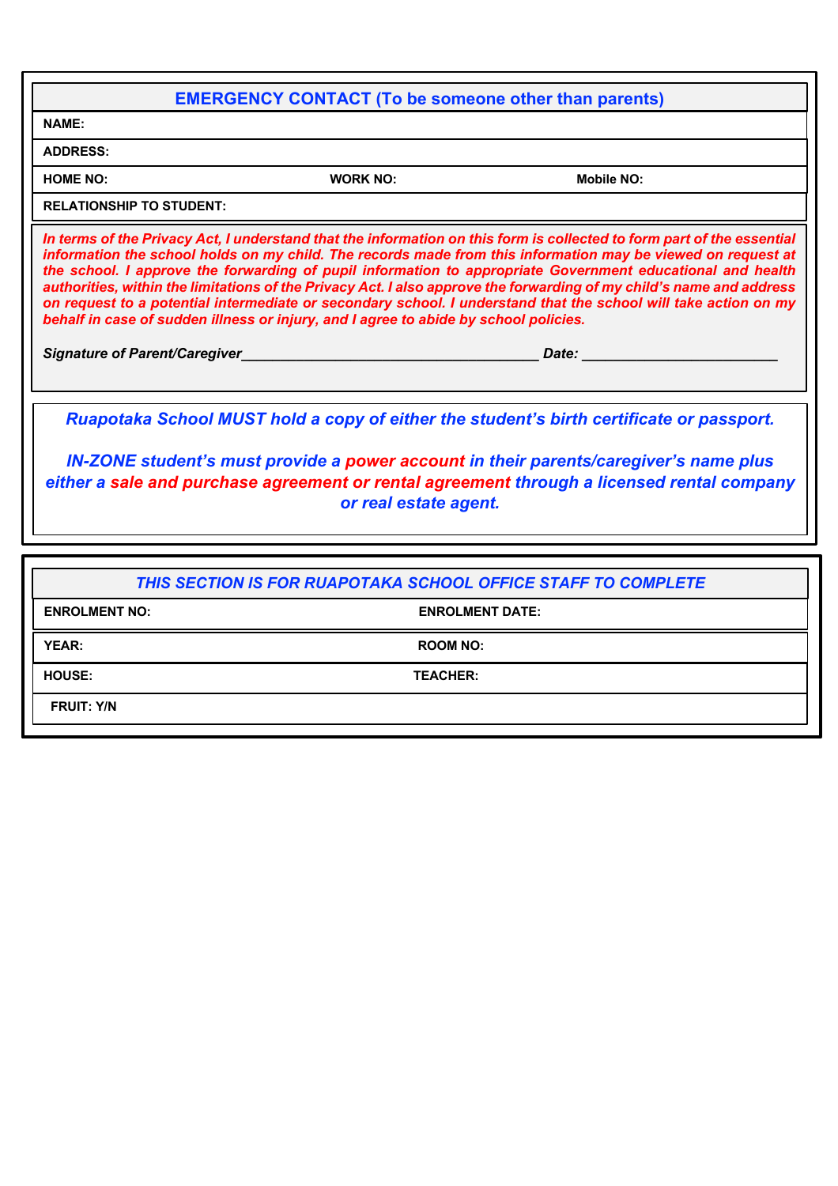## EMERGENCY CONTACT (To be someone other than parents)

| | | |
|---|---|---|
| **NAME:** | | |
| **ADDRESS:** | | |
| **HOME NO:** | **WORK NO:** | **Mobile NO:** |
| **RELATIONSHIP TO STUDENT:** | | |

***In terms of the Privacy Act, I understand that the information on this form is collected to form part of the essential information the school holds on my child. The records made from this information may be viewed on request at the school. I approve the forwarding of pupil information to appropriate Government educational and health authorities, within the limitations of the Privacy Act. I also approve the forwarding of my child's name and address on request to a potential intermediate or secondary school. I understand that the school will take action on my behalf in case of sudden illness or injury, and I agree to abide by school policies.***

***Signature of Parent/Caregiver*****_______________________________________ *Date:* _________________________**

***Ruapotaka School MUST hold a copy of either the student's birth certificate or passport.***

***IN-ZONE student's must provide a power account in their parents/caregiver's name plus either a sale and purchase agreement or rental agreement through a licensed rental company or real estate agent.***

## *THIS SECTION IS FOR RUAPOTAKA SCHOOL OFFICE STAFF TO COMPLETE*

| | |
|---|---|
| **ENROLMENT NO:** | **ENROLMENT DATE:** |
| **YEAR:** | **ROOM NO:** |
| **HOUSE:** | **TEACHER:** |
| **FRUIT: Y/N** | |